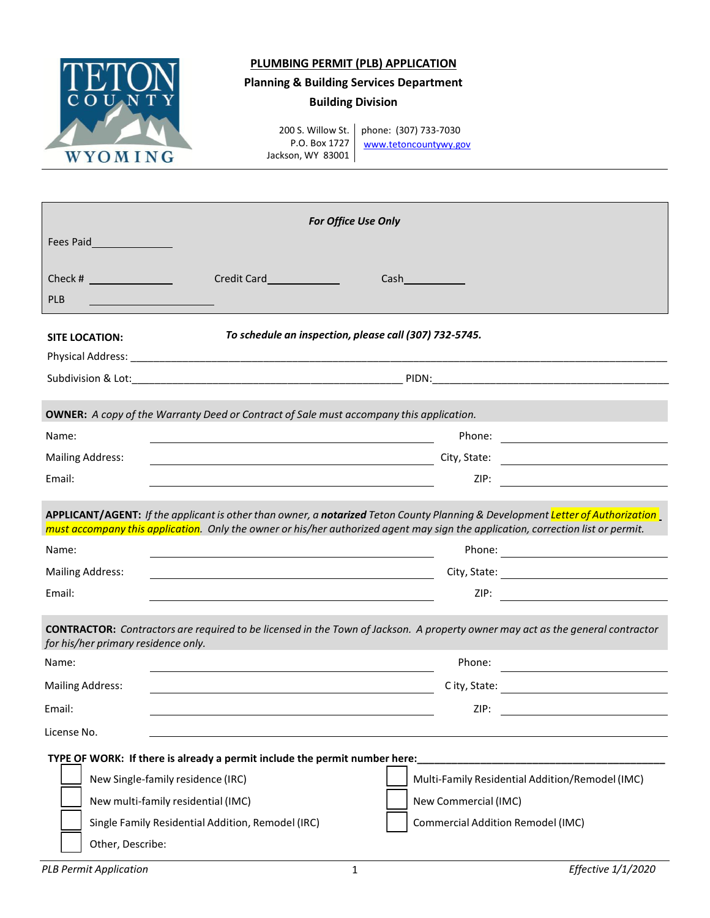TETON COUNTY WYOMING

# PLUMBING PERMIT (PLB) APPLICATION

**Planning & Building Services Department**

**Building Division**

200 S. Willow St.
P.O. Box 1727
Jackson, WY 83001

phone: (307) 733-7030
www.tetoncountywy.gov

---

***For Office Use Only***

Fees Paid\_\_\_\_\_\_\_\_\_\_\_\_\_\_

Check # \_\_\_\_\_\_\_\_\_\_\_\_\_\_ Credit Card\_\_\_\_\_\_\_\_\_\_\_\_\_\_ Cash\_\_\_\_\_\_\_\_\_\_\_\_\_\_

PLB \_\_\_\_\_\_\_\_\_\_\_\_\_\_\_\_\_\_\_\_\_\_

---

**SITE LOCATION:** ***To schedule an inspection, please call (307) 732-5745.***

Physical Address: \_\_\_\_\_\_\_\_\_\_\_\_\_\_\_\_\_\_\_\_\_\_\_\_\_\_\_\_\_\_\_\_\_\_\_\_\_\_\_\_\_\_\_\_\_\_\_\_\_\_\_\_\_\_\_\_\_\_\_\_

Subdivision & Lot:\_\_\_\_\_\_\_\_\_\_\_\_\_\_\_\_\_\_\_\_\_\_\_\_\_\_\_\_\_\_\_\_\_\_ PIDN:\_\_\_\_\_\_\_\_\_\_\_\_\_\_\_\_\_\_\_\_\_\_\_\_\_\_\_\_\_\_

**OWNER:** *A copy of the Warranty Deed or Contract of Sale must accompany this application.*

| | | | |
|---|---|---|---|
| Name: | | Phone: | |
| Mailing Address: | | City, State: | |
| Email: | | ZIP: | |

**APPLICANT/AGENT:** *If the applicant is other than owner, a **notarized** Teton County Planning & Development Letter of Authorization must accompany this application. Only the owner or his/her authorized agent may sign the application, correction list or permit.*

| | | | |
|---|---|---|---|
| Name: | | Phone: | |
| Mailing Address: | | City, State: | |
| Email: | | ZIP: | |

**CONTRACTOR:** *Contractors are required to be licensed in the Town of Jackson. A property owner may act as the general contractor for his/her primary residence only.*

| | | | |
|---|---|---|---|
| Name: | | Phone: | |
| Mailing Address: | | City, State: | |
| Email: | | ZIP: | |
| License No. | | | |

**TYPE OF WORK: If there is already a permit include the permit number here:**\_\_\_\_\_\_\_\_\_\_\_\_\_\_\_\_\_\_\_\_\_\_\_\_\_\_\_\_\_\_

- ☐ New Single-family residence (IRC)
- ☐ New multi-family residential (IMC)
- ☐ Single Family Residential Addition, Remodel (IRC)
- ☐ Other, Describe:
- ☐ Multi-Family Residential Addition/Remodel (IMC)
- ☐ New Commercial (IMC)
- ☐ Commercial Addition Remodel (IMC)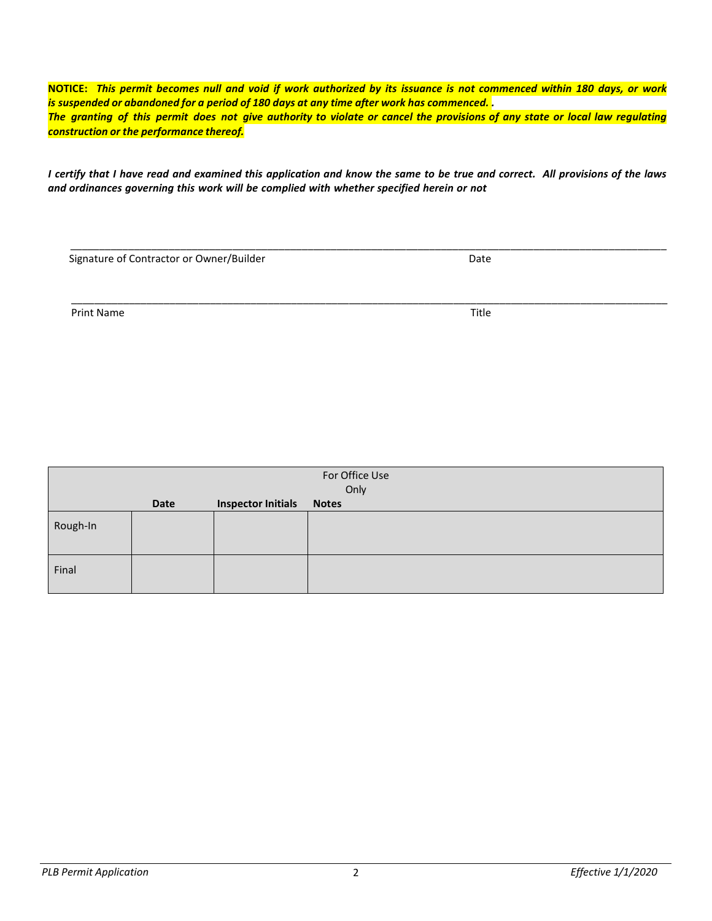**NOTICE:** ***This permit becomes null and void if work authorized by its issuance is not commenced within 180 days, or work is suspended or abandoned for a period of 180 days at any time after work has commenced. .***
***The granting of this permit does not give authority to violate or cancel the provisions of any state or local law regulating construction or the performance thereof.***

***I certify that I have read and examined this application and know the same to be true and correct. All provisions of the laws and ordinances governing this work will be complied with whether specified herein or not***

\_\_\_\_\_\_\_\_\_\_\_\_\_\_\_\_\_\_\_\_\_\_\_\_\_\_\_\_\_\_\_\_\_\_\_\_\_\_\_\_\_\_\_\_\_\_\_\_\_\_\_\_\_\_\_\_\_\_\_\_\_\_\_\_\_\_\_\_\_\_\_\_\_\_\_\_\_\_\_\_\_\_

Signature of Contractor or Owner/Builder Date

\_\_\_\_\_\_\_\_\_\_\_\_\_\_\_\_\_\_\_\_\_\_\_\_\_\_\_\_\_\_\_\_\_\_\_\_\_\_\_\_\_\_\_\_\_\_\_\_\_\_\_\_\_\_\_\_\_\_\_\_\_\_\_\_\_\_\_\_\_\_\_\_\_\_\_\_\_\_\_\_\_\_

Print Name Title

| For Office Use Only | | | |
|---|---|---|---|
| | **Date** | **Inspector Initials** | **Notes** |
| Rough-In | | | |
| Final | | | |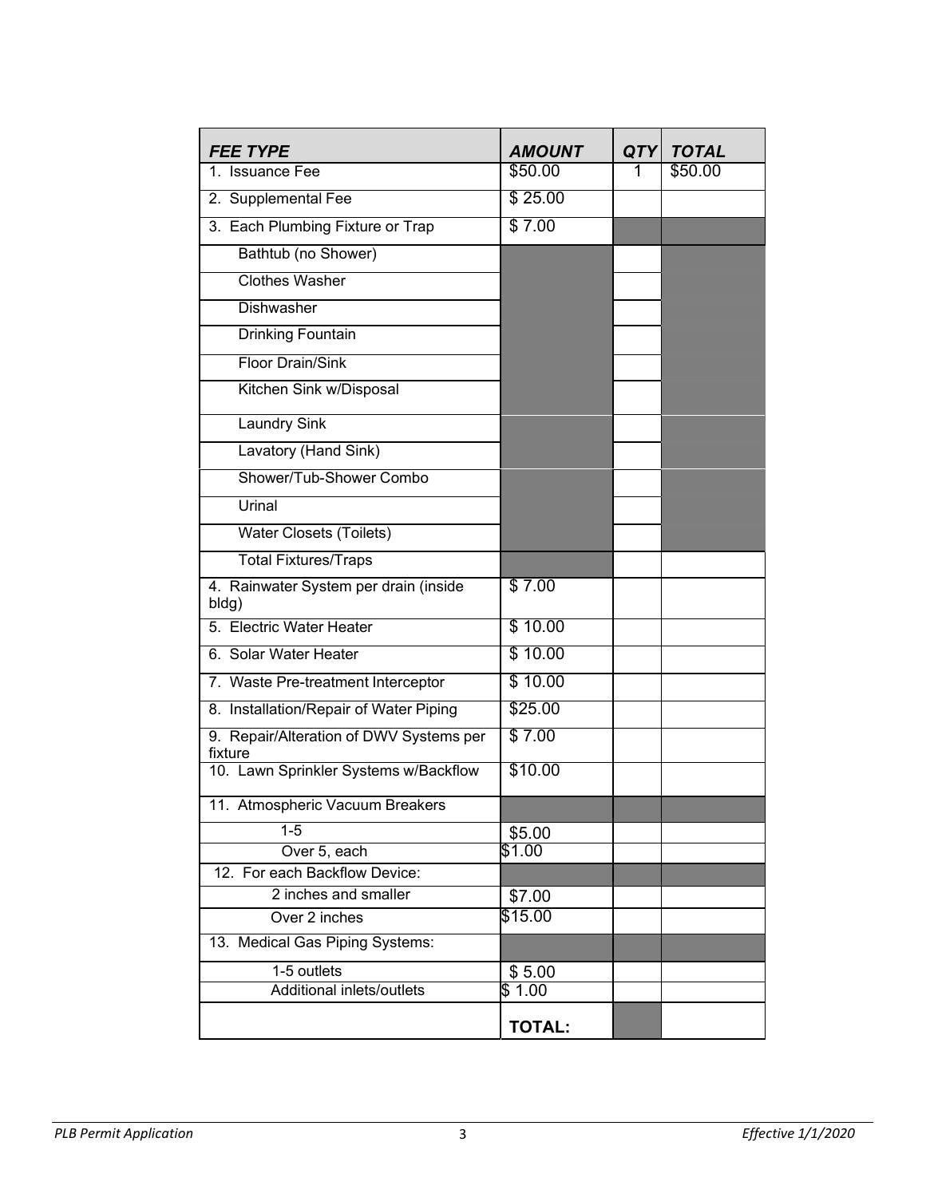| ***FEE TYPE*** | ***AMOUNT*** | ***QTY*** | ***TOTAL*** |
|---|---|---|---|
| 1. Issuance Fee | $50.00 | 1 | $50.00 |
| 2. Supplemental Fee | $ 25.00 | | |
| 3. Each Plumbing Fixture or Trap | $ 7.00 | | |
| Bathtub (no Shower) | | | |
| Clothes Washer | | | |
| Dishwasher | | | |
| Drinking Fountain | | | |
| Floor Drain/Sink | | | |
| Kitchen Sink w/Disposal | | | |
| Laundry Sink | | | |
| Lavatory (Hand Sink) | | | |
| Shower/Tub-Shower Combo | | | |
| Urinal | | | |
| Water Closets (Toilets) | | | |
| Total Fixtures/Traps | | | |
| 4. Rainwater System per drain (inside bldg) | $ 7.00 | | |
| 5. Electric Water Heater | $ 10.00 | | |
| 6. Solar Water Heater | $ 10.00 | | |
| 7. Waste Pre-treatment Interceptor | $ 10.00 | | |
| 8. Installation/Repair of Water Piping | $25.00 | | |
| 9. Repair/Alteration of DWV Systems per fixture | $ 7.00 | | |
| 10. Lawn Sprinkler Systems w/Backflow | $10.00 | | |
| 11. Atmospheric Vacuum Breakers | | | |
| 1-5 | $5.00 | | |
| Over 5, each | $1.00 | | |
| 12. For each Backflow Device: | | | |
| 2 inches and smaller | $7.00 | | |
| Over 2 inches | $15.00 | | |
| 13. Medical Gas Piping Systems: | | | |
| 1-5 outlets | $ 5.00 | | |
| Additional inlets/outlets | $ 1.00 | | |
| | **TOTAL:** | | |